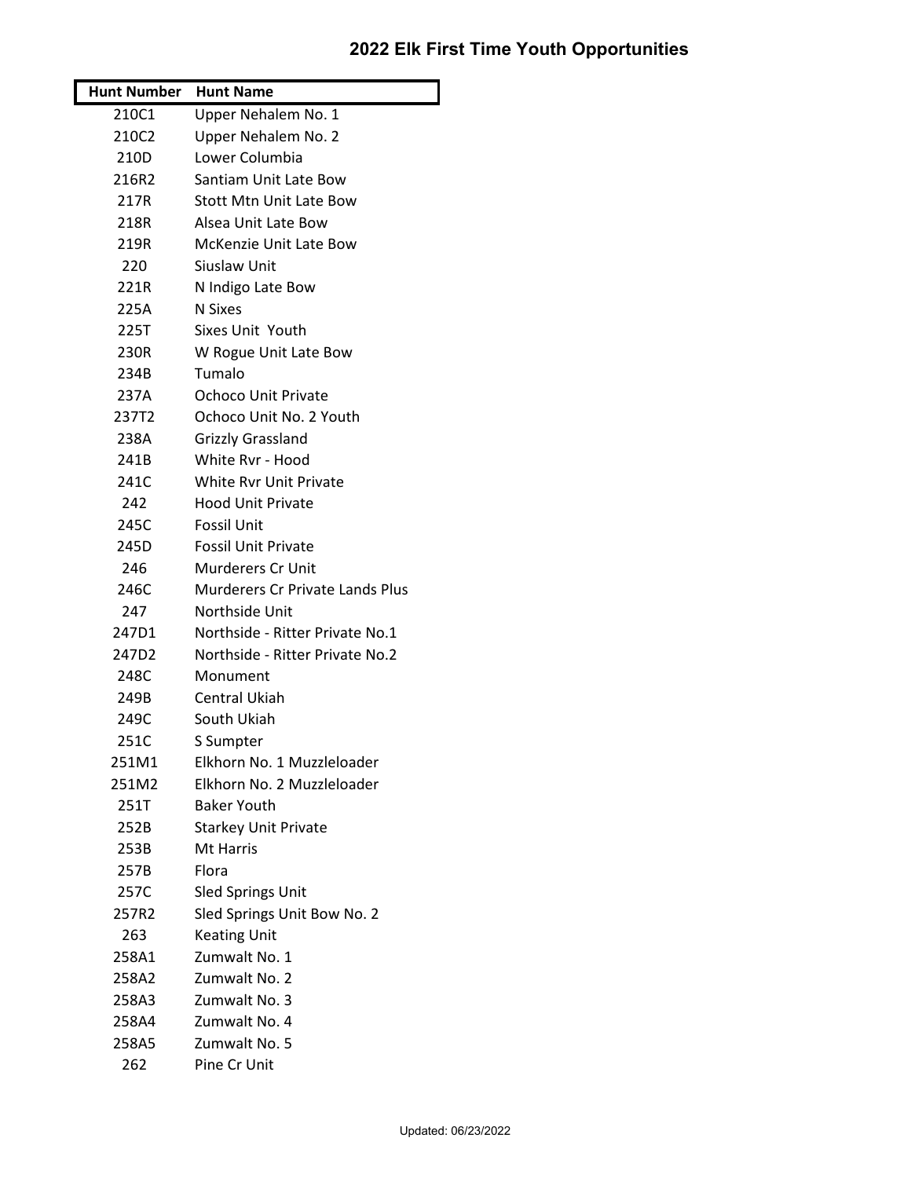# 2022 Elk First Time Youth Opportunities

| Hunt Number | Hunt Name |
|---|---|
| 210C1 | Upper Nehalem No. 1 |
| 210C2 | Upper Nehalem No. 2 |
| 210D | Lower Columbia |
| 216R2 | Santiam Unit Late Bow |
| 217R | Stott Mtn Unit Late Bow |
| 218R | Alsea Unit Late Bow |
| 219R | McKenzie Unit Late Bow |
| 220 | Siuslaw Unit |
| 221R | N Indigo Late Bow |
| 225A | N Sixes |
| 225T | Sixes Unit Youth |
| 230R | W Rogue Unit Late Bow |
| 234B | Tumalo |
| 237A | Ochoco Unit Private |
| 237T2 | Ochoco Unit No. 2 Youth |
| 238A | Grizzly Grassland |
| 241B | White Rvr - Hood |
| 241C | White Rvr Unit Private |
| 242 | Hood Unit Private |
| 245C | Fossil Unit |
| 245D | Fossil Unit Private |
| 246 | Murderers Cr Unit |
| 246C | Murderers Cr Private Lands Plus |
| 247 | Northside Unit |
| 247D1 | Northside - Ritter Private No.1 |
| 247D2 | Northside - Ritter Private No.2 |
| 248C | Monument |
| 249B | Central Ukiah |
| 249C | South Ukiah |
| 251C | S Sumpter |
| 251M1 | Elkhorn No. 1 Muzzleloader |
| 251M2 | Elkhorn No. 2 Muzzleloader |
| 251T | Baker Youth |
| 252B | Starkey Unit Private |
| 253B | Mt Harris |
| 257B | Flora |
| 257C | Sled Springs Unit |
| 257R2 | Sled Springs Unit Bow No. 2 |
| 263 | Keating Unit |
| 258A1 | Zumwalt No. 1 |
| 258A2 | Zumwalt No. 2 |
| 258A3 | Zumwalt No. 3 |
| 258A4 | Zumwalt No. 4 |
| 258A5 | Zumwalt No. 5 |
| 262 | Pine Cr Unit |

Updated: 06/23/2022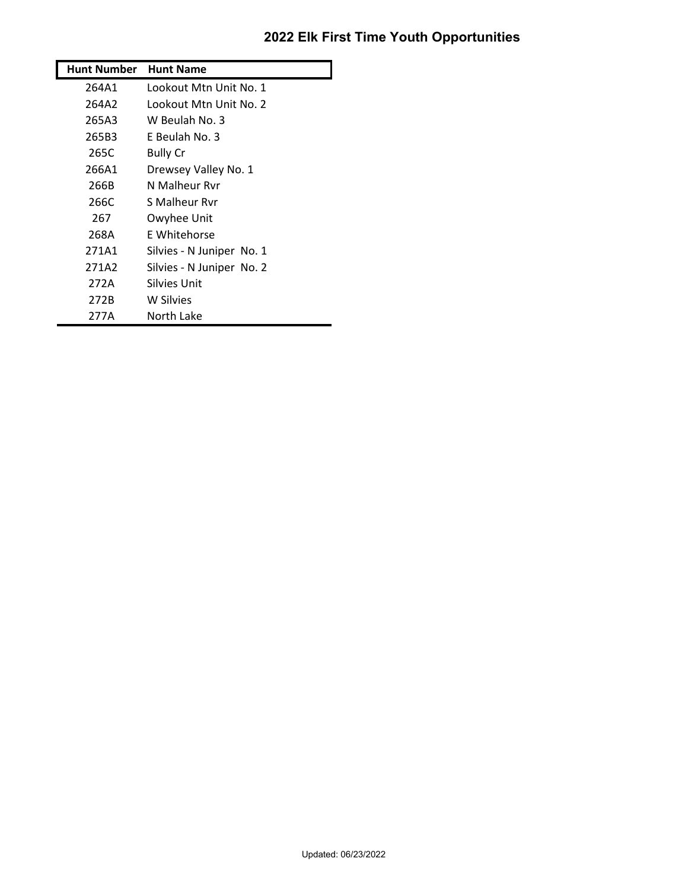# 2022 Elk First Time Youth Opportunities

| Hunt Number | Hunt Name |
|---|---|
| 264A1 | Lookout Mtn Unit No. 1 |
| 264A2 | Lookout Mtn Unit No. 2 |
| 265A3 | W Beulah No. 3 |
| 265B3 | E Beulah No. 3 |
| 265C | Bully Cr |
| 266A1 | Drewsey Valley No. 1 |
| 266B | N Malheur Rvr |
| 266C | S Malheur Rvr |
| 267 | Owyhee Unit |
| 268A | E Whitehorse |
| 271A1 | Silvies - N Juniper No. 1 |
| 271A2 | Silvies - N Juniper No. 2 |
| 272A | Silvies Unit |
| 272B | W Silvies |
| 277A | North Lake |

Updated: 06/23/2022